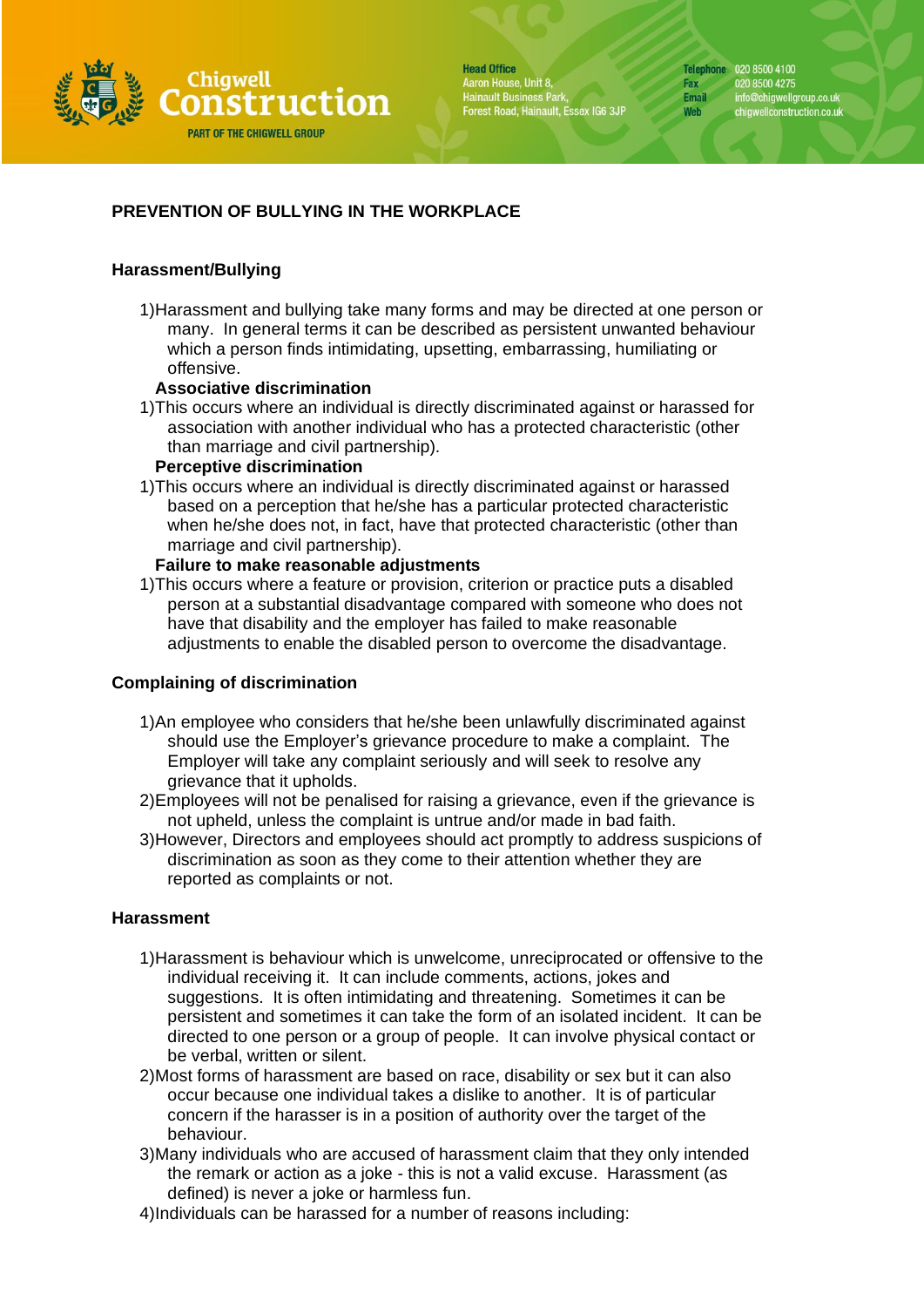## PREVENTION OF BULLYING IN THE WORKPLACE

### Harassment/Bullying

1) Harassment and bullying take many forms and may be directed at one person or many. In general terms it can be described as persistent unwanted behaviour which a person finds intimidating, upsetting, embarrassing, humiliating or offensive.

**Associative discrimination**

1) This occurs where an individual is directly discriminated against or harassed for association with another individual who has a protected characteristic (other than marriage and civil partnership).

**Perceptive discrimination**

1) This occurs where an individual is directly discriminated against or harassed based on a perception that he/she has a particular protected characteristic when he/she does not, in fact, have that protected characteristic (other than marriage and civil partnership).

**Failure to make reasonable adjustments**

1) This occurs where a feature or provision, criterion or practice puts a disabled person at a substantial disadvantage compared with someone who does not have that disability and the employer has failed to make reasonable adjustments to enable the disabled person to overcome the disadvantage.

### Complaining of discrimination

1) An employee who considers that he/she been unlawfully discriminated against should use the Employer's grievance procedure to make a complaint. The Employer will take any complaint seriously and will seek to resolve any grievance that it upholds.
2) Employees will not be penalised for raising a grievance, even if the grievance is not upheld, unless the complaint is untrue and/or made in bad faith.
3) However, Directors and employees should act promptly to address suspicions of discrimination as soon as they come to their attention whether they are reported as complaints or not.

### Harassment

1) Harassment is behaviour which is unwelcome, unreciprocated or offensive to the individual receiving it. It can include comments, actions, jokes and suggestions. It is often intimidating and threatening. Sometimes it can be persistent and sometimes it can take the form of an isolated incident. It can be directed to one person or a group of people. It can involve physical contact or be verbal, written or silent.
2) Most forms of harassment are based on race, disability or sex but it can also occur because one individual takes a dislike to another. It is of particular concern if the harasser is in a position of authority over the target of the behaviour.
3) Many individuals who are accused of harassment claim that they only intended the remark or action as a joke - this is not a valid excuse. Harassment (as defined) is never a joke or harmless fun.
4) Individuals can be harassed for a number of reasons including: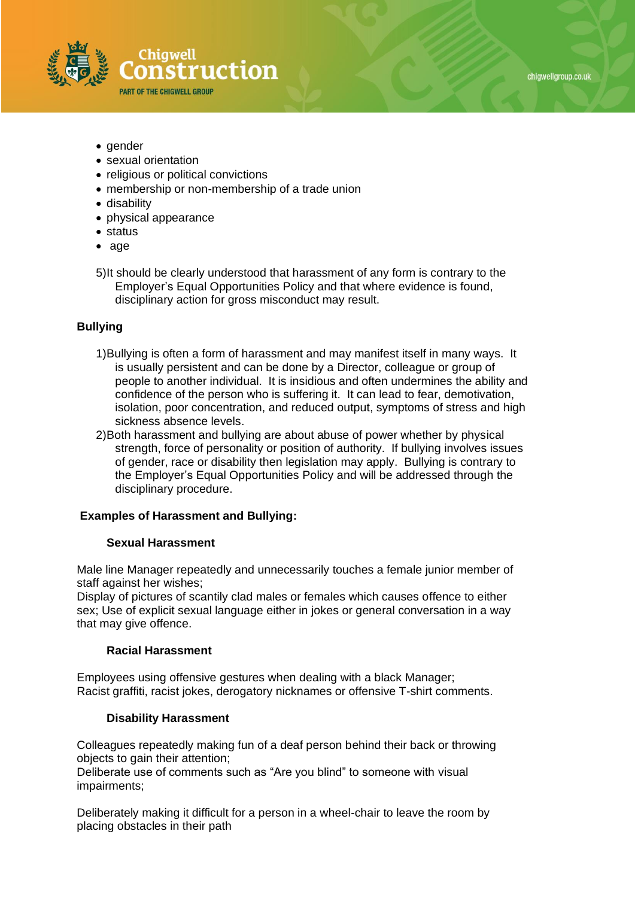- gender
- sexual orientation
- religious or political convictions
- membership or non-membership of a trade union
- disability
- physical appearance
- status
- age

5) It should be clearly understood that harassment of any form is contrary to the Employer's Equal Opportunities Policy and that where evidence is found, disciplinary action for gross misconduct may result.

## Bullying

1) Bullying is often a form of harassment and may manifest itself in many ways. It is usually persistent and can be done by a Director, colleague or group of people to another individual. It is insidious and often undermines the ability and confidence of the person who is suffering it. It can lead to fear, demotivation, isolation, poor concentration, and reduced output, symptoms of stress and high sickness absence levels.
2) Both harassment and bullying are about abuse of power whether by physical strength, force of personality or position of authority. If bullying involves issues of gender, race or disability then legislation may apply. Bullying is contrary to the Employer's Equal Opportunities Policy and will be addressed through the disciplinary procedure.

## Examples of Harassment and Bullying:

### Sexual Harassment

Male line Manager repeatedly and unnecessarily touches a female junior member of staff against her wishes;
Display of pictures of scantily clad males or females which causes offence to either sex; Use of explicit sexual language either in jokes or general conversation in a way that may give offence.

### Racial Harassment

Employees using offensive gestures when dealing with a black Manager;
Racist graffiti, racist jokes, derogatory nicknames or offensive T-shirt comments.

### Disability Harassment

Colleagues repeatedly making fun of a deaf person behind their back or throwing objects to gain their attention;
Deliberate use of comments such as "Are you blind" to someone with visual impairments;

Deliberately making it difficult for a person in a wheel-chair to leave the room by placing obstacles in their path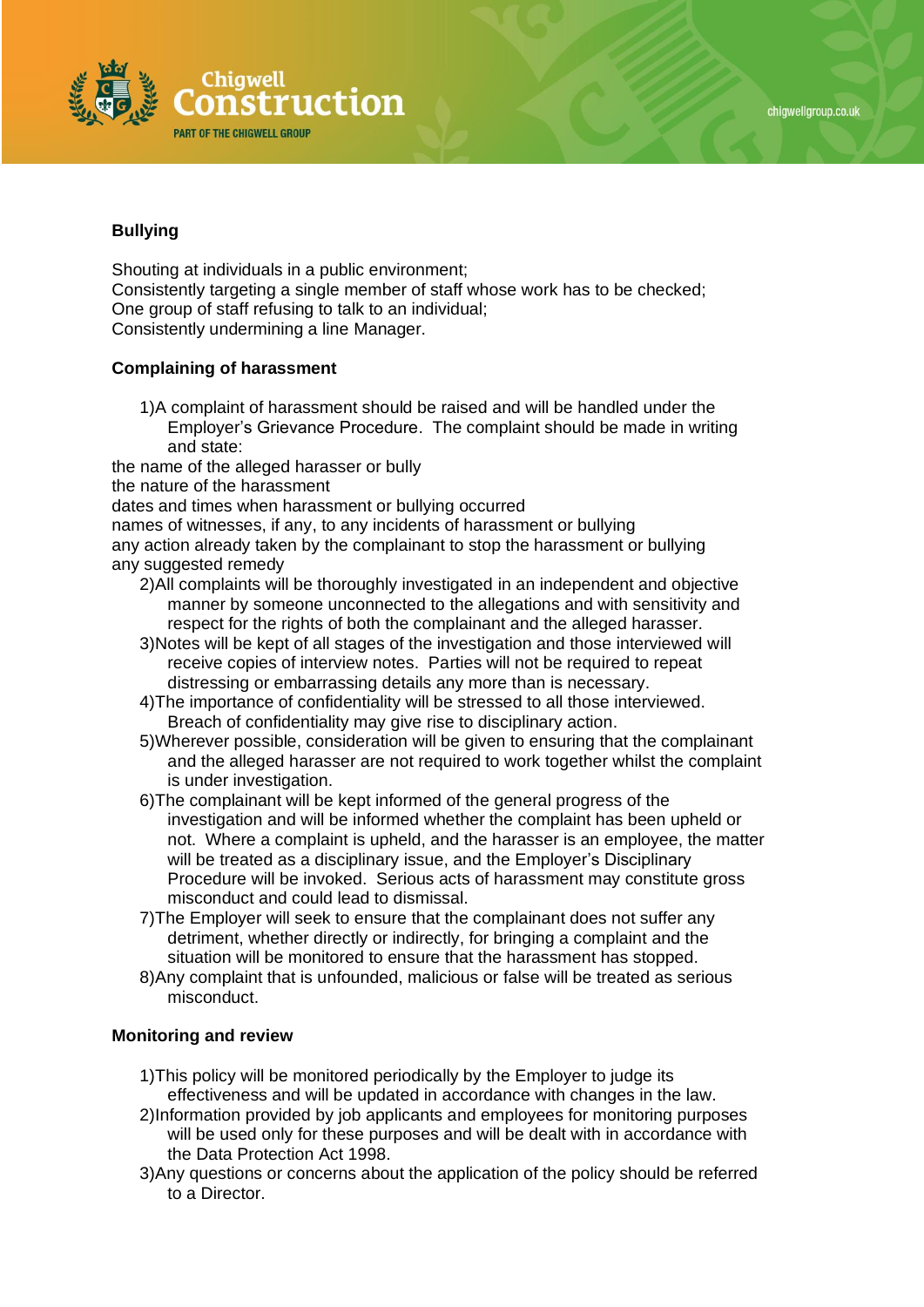**Bullying**

Shouting at individuals in a public environment;
Consistently targeting a single member of staff whose work has to be checked;
One group of staff refusing to talk to an individual;
Consistently undermining a line Manager.

**Complaining of harassment**

1)A complaint of harassment should be raised and will be handled under the Employer's Grievance Procedure. The complaint should be made in writing and state:

the name of the alleged harasser or bully
the nature of the harassment
dates and times when harassment or bullying occurred
names of witnesses, if any, to any incidents of harassment or bullying
any action already taken by the complainant to stop the harassment or bullying
any suggested remedy

2)All complaints will be thoroughly investigated in an independent and objective manner by someone unconnected to the allegations and with sensitivity and respect for the rights of both the complainant and the alleged harasser.

3)Notes will be kept of all stages of the investigation and those interviewed will receive copies of interview notes. Parties will not be required to repeat distressing or embarrassing details any more than is necessary.

4)The importance of confidentiality will be stressed to all those interviewed. Breach of confidentiality may give rise to disciplinary action.

5)Wherever possible, consideration will be given to ensuring that the complainant and the alleged harasser are not required to work together whilst the complaint is under investigation.

6)The complainant will be kept informed of the general progress of the investigation and will be informed whether the complaint has been upheld or not. Where a complaint is upheld, and the harasser is an employee, the matter will be treated as a disciplinary issue, and the Employer's Disciplinary Procedure will be invoked. Serious acts of harassment may constitute gross misconduct and could lead to dismissal.

7)The Employer will seek to ensure that the complainant does not suffer any detriment, whether directly or indirectly, for bringing a complaint and the situation will be monitored to ensure that the harassment has stopped.

8)Any complaint that is unfounded, malicious or false will be treated as serious misconduct.

**Monitoring and review**

1)This policy will be monitored periodically by the Employer to judge its effectiveness and will be updated in accordance with changes in the law.

2)Information provided by job applicants and employees for monitoring purposes will be used only for these purposes and will be dealt with in accordance with the Data Protection Act 1998.

3)Any questions or concerns about the application of the policy should be referred to a Director.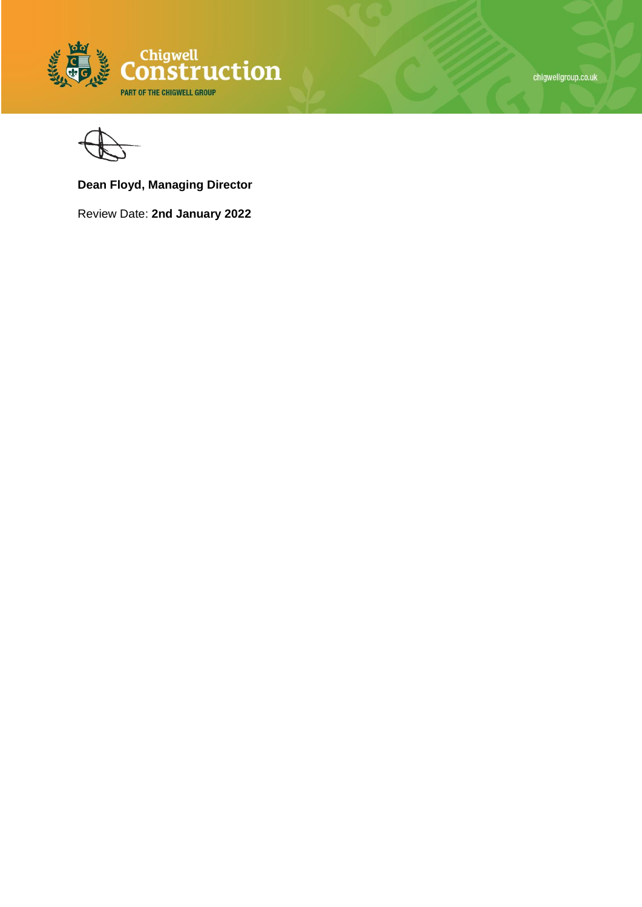**Dean Floyd, Managing Director**

Review Date: **2nd January 2022**